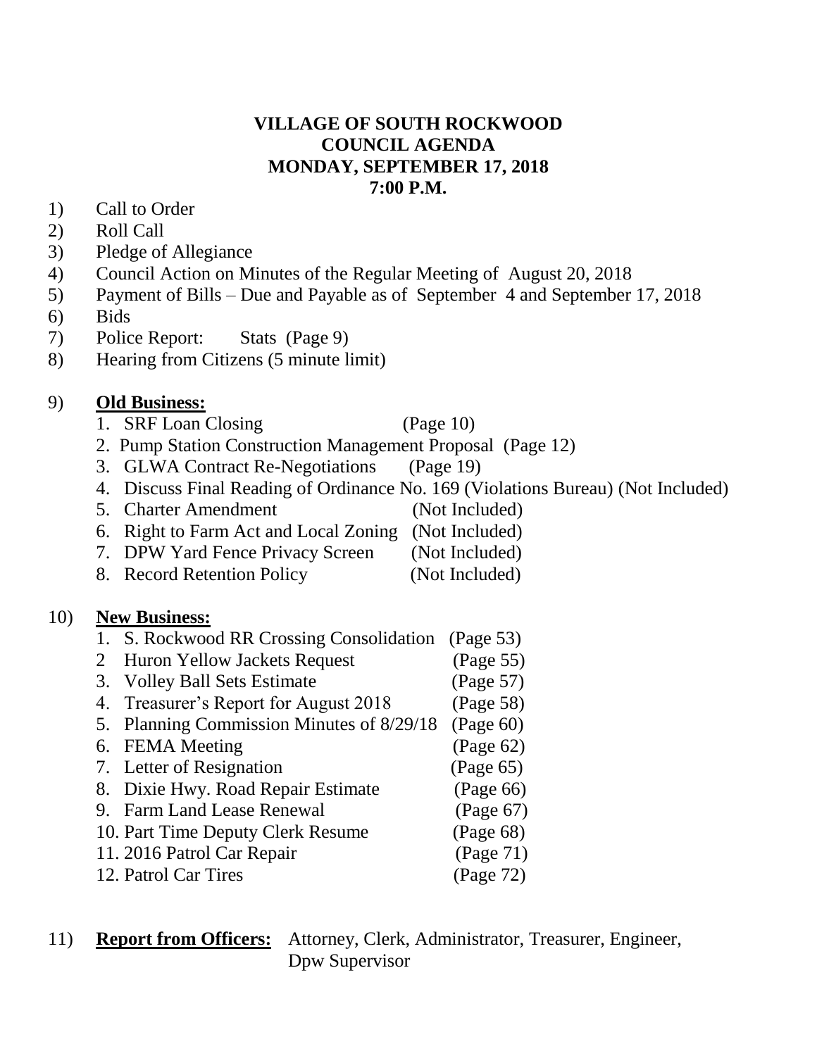# VILLAGE OF SOUTH ROCKWOOD
## COUNCIL AGENDA
## MONDAY, SEPTEMBER 17, 2018
## 7:00 P.M.

1) Call to Order
2) Roll Call
3) Pledge of Allegiance
4) Council Action on Minutes of the Regular Meeting of August 20, 2018
5) Payment of Bills – Due and Payable as of September 4 and September 17, 2018
6) Bids
7) Police Report: Stats (Page 9)
8) Hearing from Citizens (5 minute limit)

9) **Old Business:**
   1. SRF Loan Closing (Page 10)
   2. Pump Station Construction Management Proposal (Page 12)
   3. GLWA Contract Re-Negotiations (Page 19)
   4. Discuss Final Reading of Ordinance No. 169 (Violations Bureau) (Not Included)
   5. Charter Amendment (Not Included)
   6. Right to Farm Act and Local Zoning (Not Included)
   7. DPW Yard Fence Privacy Screen (Not Included)
   8. Record Retention Policy (Not Included)

10) **New Business:**
   1. S. Rockwood RR Crossing Consolidation (Page 53)
   2. Huron Yellow Jackets Request (Page 55)
   3. Volley Ball Sets Estimate (Page 57)
   4. Treasurer's Report for August 2018 (Page 58)
   5. Planning Commission Minutes of 8/29/18 (Page 60)
   6. FEMA Meeting (Page 62)
   7. Letter of Resignation (Page 65)
   8. Dixie Hwy. Road Repair Estimate (Page 66)
   9. Farm Land Lease Renewal (Page 67)
   10. Part Time Deputy Clerk Resume (Page 68)
   11. 2016 Patrol Car Repair (Page 71)
   12. Patrol Car Tires (Page 72)

11) **Report from Officers:** Attorney, Clerk, Administrator, Treasurer, Engineer, Dpw Supervisor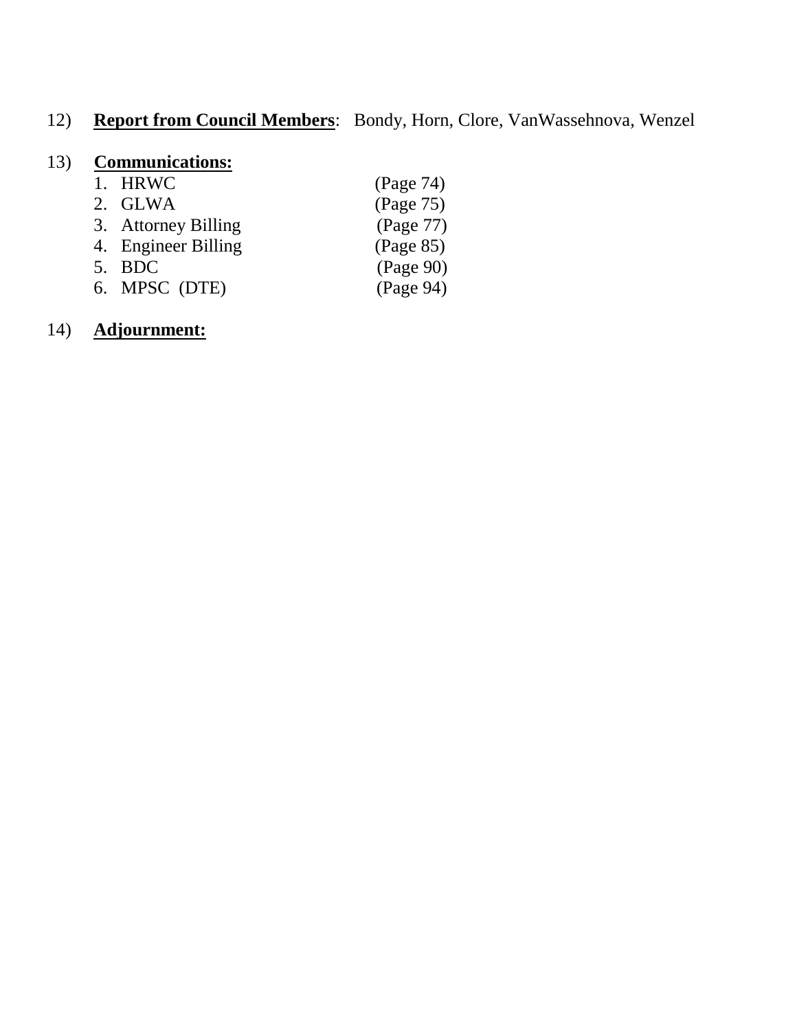12) **Report from Council Members**: Bondy, Horn, Clore, VanWassehnova, Wenzel

13) **Communications:**

1. HRWC (Page 74)
2. GLWA (Page 75)
3. Attorney Billing (Page 77)
4. Engineer Billing (Page 85)
5. BDC (Page 90)
6. MPSC (DTE) (Page 94)

14) **Adjournment:**